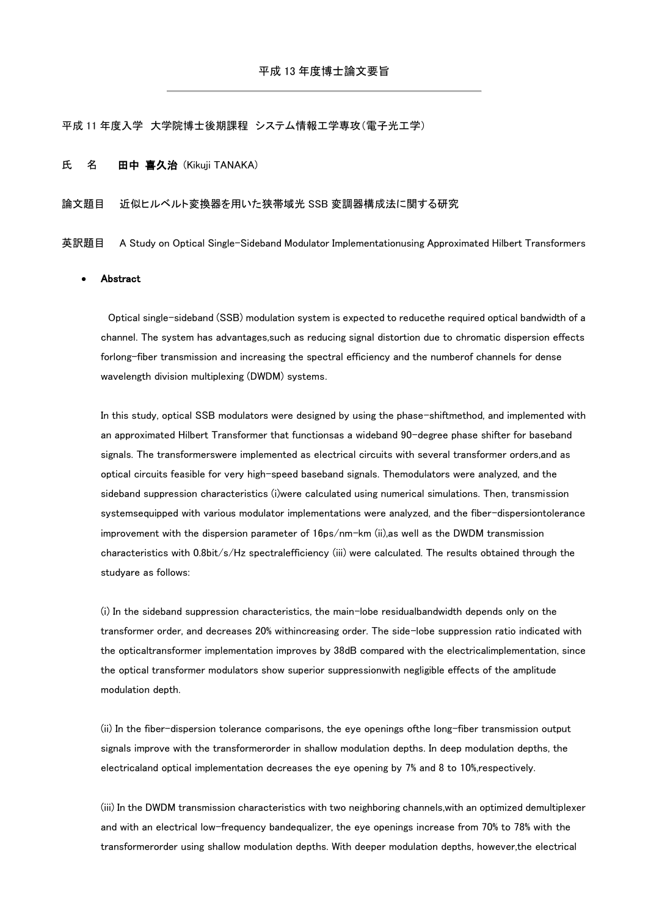# 平成 13 年度博士論文要旨

平成 11 年度入学 大学院博士後期課程 システム情報工学専攻(電子光工学)

氏 名 **田中 喜久治** (Kikuji TANAKA)

論文題目 近似ヒルベルト変換器を用いた狭帯域光 SSB 変調器構成法に関する研究

英訳題目 A Study on Optical Single-Sideband Modulator Implementationusing Approximated Hilbert Transformers

- **Abstract**

Optical single-sideband (SSB) modulation system is expected to reducethe required optical bandwidth of a channel. The system has advantages,such as reducing signal distortion due to chromatic dispersion effects forlong-fiber transmission and increasing the spectral efficiency and the numberof channels for dense wavelength division multiplexing (DWDM) systems.

In this study, optical SSB modulators were designed by using the phase-shiftmethod, and implemented with an approximated Hilbert Transformer that functionsas a wideband 90-degree phase shifter for baseband signals. The transformerswere implemented as electrical circuits with several transformer orders,and as optical circuits feasible for very high-speed baseband signals. Themodulators were analyzed, and the sideband suppression characteristics (i)were calculated using numerical simulations. Then, transmission systemsequipped with various modulator implementations were analyzed, and the fiber-dispersiontolerance improvement with the dispersion parameter of 16ps/nm-km (ii),as well as the DWDM transmission characteristics with 0.8bit/s/Hz spectralefficiency (iii) were calculated. The results obtained through the studyare as follows:

(i) In the sideband suppression characteristics, the main-lobe residualbandwidth depends only on the transformer order, and decreases 20% withincreasing order. The side-lobe suppression ratio indicated with the opticaltransformer implementation improves by 38dB compared with the electricalimplementation, since the optical transformer modulators show superior suppressionwith negligible effects of the amplitude modulation depth.

(ii) In the fiber-dispersion tolerance comparisons, the eye openings ofthe long-fiber transmission output signals improve with the transformerorder in shallow modulation depths. In deep modulation depths, the electricaland optical implementation decreases the eye opening by 7% and 8 to 10%,respectively.

(iii) In the DWDM transmission characteristics with two neighboring channels,with an optimized demultiplexer and with an electrical low-frequency bandequalizer, the eye openings increase from 70% to 78% with the transformerorder using shallow modulation depths. With deeper modulation depths, however,the electrical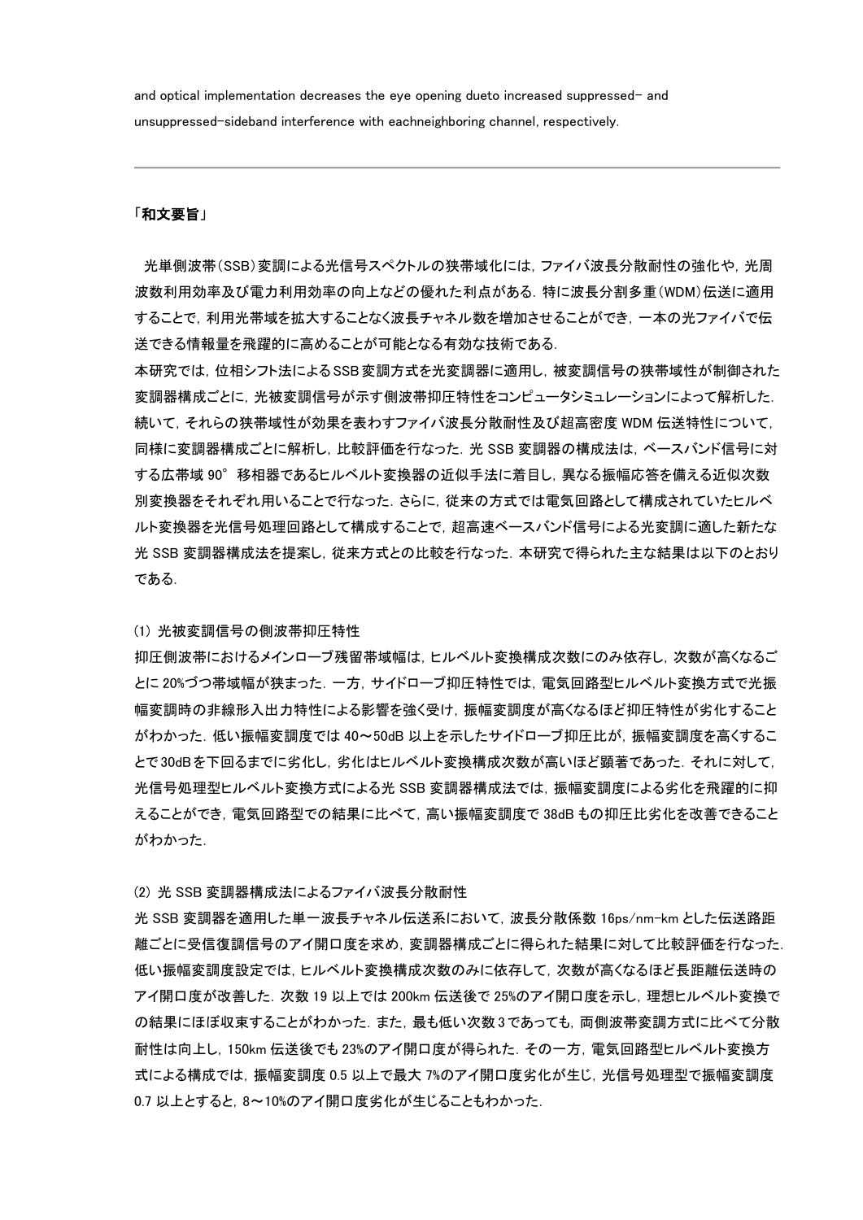and optical implementation decreases the eye opening dueto increased suppressed- and unsuppressed-sideband interference with eachneighboring channel, respectively.

---

### 「和文要旨」

光単側波帯(SSB)変調による光信号スペクトルの狭帯域化には，ファイバ波長分散耐性の強化や，光周波数利用効率及び電力利用効率の向上などの優れた利点がある．特に波長分割多重(WDM)伝送に適用することで，利用光帯域を拡大することなく波長チャネル数を増加させることができ，一本の光ファイバで伝送できる情報量を飛躍的に高めることが可能となる有効な技術である．
本研究では，位相シフト法によるSSB変調方式を光変調器に適用し，被変調信号の狭帯域性が制御された変調器構成ごとに，光被変調信号が示す側波帯抑圧特性をコンピュータシミュレーションによって解析した．続いて，それらの狭帯域性が効果を表わすファイバ波長分散耐性及び超高密度WDM伝送特性について，同様に変調器構成ごとに解析し，比較評価を行なった．光SSB変調器の構成法は，ベースバンド信号に対する広帯域90°移相器であるヒルベルト変換器の近似手法に着目し，異なる振幅応答を備える近似次数別変換器をそれぞれ用いることで行なった．さらに，従来の方式では電気回路として構成されていたヒルベルト変換器を光信号処理回路として構成することで，超高速ベースバンド信号による光変調に適した新たな光SSB変調器構成法を提案し，従来方式との比較を行なった．本研究で得られた主な結果は以下のとおりである．

(1) 光被変調信号の側波帯抑圧特性
抑圧側波帯におけるメインローブ残留帯域幅は，ヒルベルト変換構成次数にのみ依存し，次数が高くなるごとに20%づつ帯域幅が狭まった．一方，サイドローブ抑圧特性では，電気回路型ヒルベルト変換方式で光振幅変調時の非線形入出力特性による影響を強く受け，振幅変調度が高くなるほど抑圧特性が劣化することがわかった．低い振幅変調度では40～50dB以上を示したサイドローブ抑圧比が，振幅変調度を高くすることで30dBを下回るまでに劣化し，劣化はヒルベルト変換構成次数が高いほど顕著であった．それに対して，光信号処理型ヒルベルト変換方式による光SSB変調器構成法では，振幅変調度による劣化を飛躍的に抑えることができ，電気回路型での結果に比べて，高い振幅変調度で38dBもの抑圧比劣化を改善できることがわかった．

(2) 光SSB変調器構成法によるファイバ波長分散耐性
光SSB変調器を適用した単一波長チャネル伝送系において，波長分散係数16ps/nm-kmとした伝送路距離ごとに受信復調信号のアイ開口度を求め，変調器構成ごとに得られた結果に対して比較評価を行なった．低い振幅変調度設定では，ヒルベルト変換構成次数のみに依存して，次数が高くなるほど長距離伝送時のアイ開口度が改善した．次数19以上では200km伝送後で25%のアイ開口度を示し，理想ヒルベルト変換での結果にほぼ収束することがわかった．また，最も低い次数3であっても，両側波帯変調方式に比べて分散耐性は向上し，150km伝送後でも23%のアイ開口度が得られた．その一方，電気回路型ヒルベルト変換方式による構成では，振幅変調度0.5以上で最大7%のアイ開口度劣化が生じ，光信号処理型で振幅変調度0.7以上とすると，8～10%のアイ開口度劣化が生じることもわかった．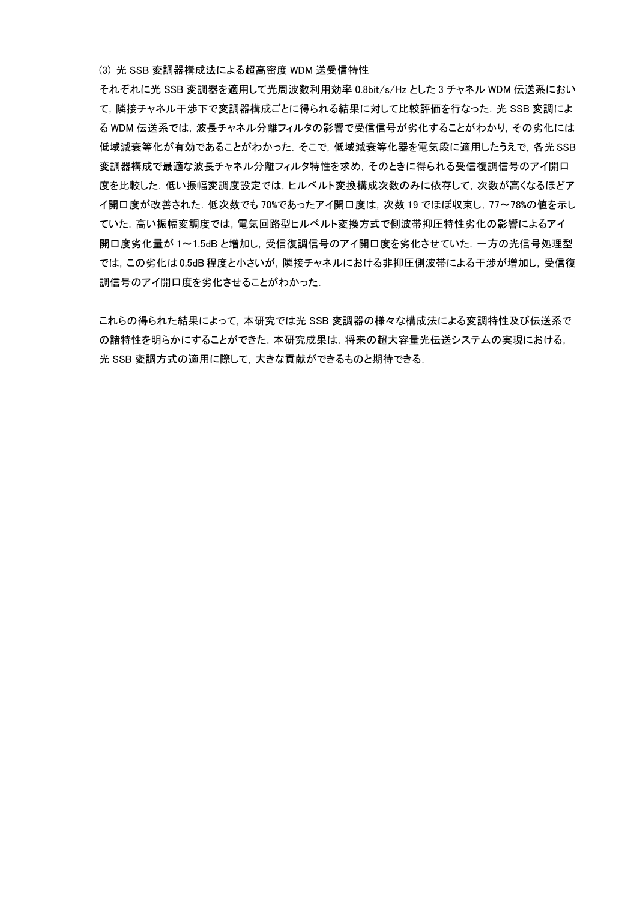### ⑶ 光 SSB 変調器構成法による超高密度 WDM 送受信特性

それぞれに光 SSB 変調器を適用して光周波数利用効率 0.8bit/s/Hz とした 3 チャネル WDM 伝送系において，隣接チャネル干渉下で変調器構成ごとに得られる結果に対して比較評価を行なった．光 SSB 変調による WDM 伝送系では，波長チャネル分離フィルタの影響で受信信号が劣化することがわかり，その劣化には低域減衰等化が有効であることがわかった．そこで，低域減衰等化器を電気段に適用したうえで，各光 SSB 変調器構成で最適な波長チャネル分離フィルタ特性を求め，そのときに得られる受信復調信号のアイ開口度を比較した．低い振幅変調度設定では，ヒルベルト変換構成次数のみに依存して，次数が高くなるほどアイ開口度が改善された．低次数でも 70%であったアイ開口度は，次数 19 でほぼ収束し，77～78%の値を示していた．高い振幅変調度では，電気回路型ヒルベルト変換方式で側波帯抑圧特性劣化の影響によるアイ開口度劣化量が 1～1.5dB と増加し，受信復調信号のアイ開口度を劣化させていた．一方の光信号処理型では，この劣化は 0.5dB 程度と小さいが，隣接チャネルにおける非抑圧側波帯による干渉が増加し，受信復調信号のアイ開口度を劣化させることがわかった．

これらの得られた結果によって，本研究では光 SSB 変調器の様々な構成法による変調特性及び伝送系での諸特性を明らかにすることができた．本研究成果は，将来の超大容量光伝送システムの実現における，光 SSB 変調方式の適用に際して，大きな貢献ができるものと期待できる．